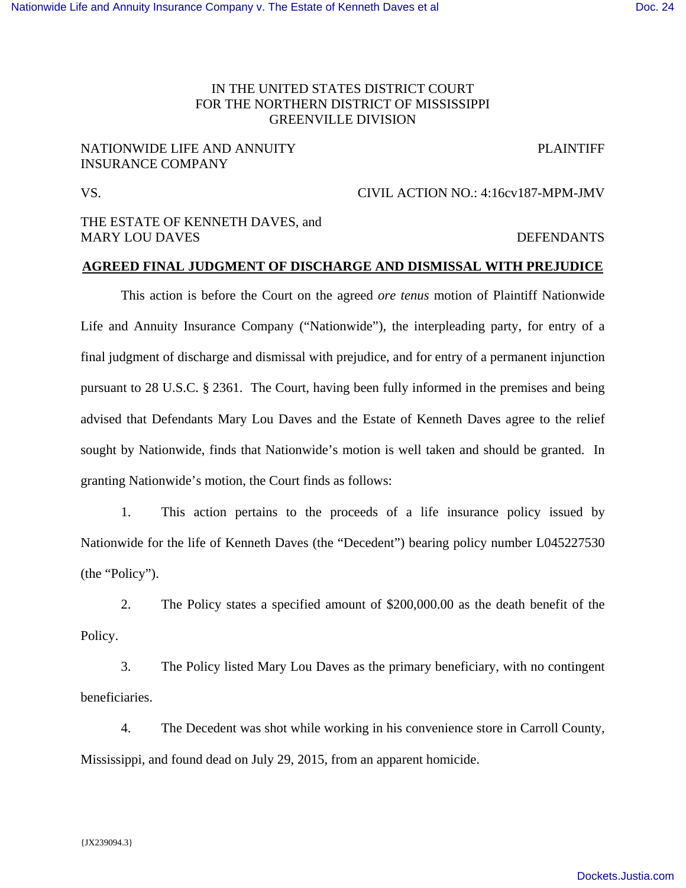IN THE UNITED STATES DISTRICT COURT
FOR THE NORTHERN DISTRICT OF MISSISSIPPI
GREENVILLE DIVISION

NATIONWIDE LIFE AND ANNUITY INSURANCE COMPANY — PLAINTIFF

VS. — CIVIL ACTION NO.: 4:16cv187-MPM-JMV

THE ESTATE OF KENNETH DAVES, and MARY LOU DAVES — DEFENDANTS

**AGREED FINAL JUDGMENT OF DISCHARGE AND DISMISSAL WITH PREJUDICE**

This action is before the Court on the agreed *ore tenus* motion of Plaintiff Nationwide Life and Annuity Insurance Company ("Nationwide"), the interpleading party, for entry of a final judgment of discharge and dismissal with prejudice, and for entry of a permanent injunction pursuant to 28 U.S.C. § 2361. The Court, having been fully informed in the premises and being advised that Defendants Mary Lou Daves and the Estate of Kenneth Daves agree to the relief sought by Nationwide, finds that Nationwide's motion is well taken and should be granted. In granting Nationwide's motion, the Court finds as follows:

1. This action pertains to the proceeds of a life insurance policy issued by Nationwide for the life of Kenneth Daves (the "Decedent") bearing policy number L045227530 (the "Policy").

2. The Policy states a specified amount of $200,000.00 as the death benefit of the Policy.

3. The Policy listed Mary Lou Daves as the primary beneficiary, with no contingent beneficiaries.

4. The Decedent was shot while working in his convenience store in Carroll County, Mississippi, and found dead on July 29, 2015, from an apparent homicide.

{JX239094.3}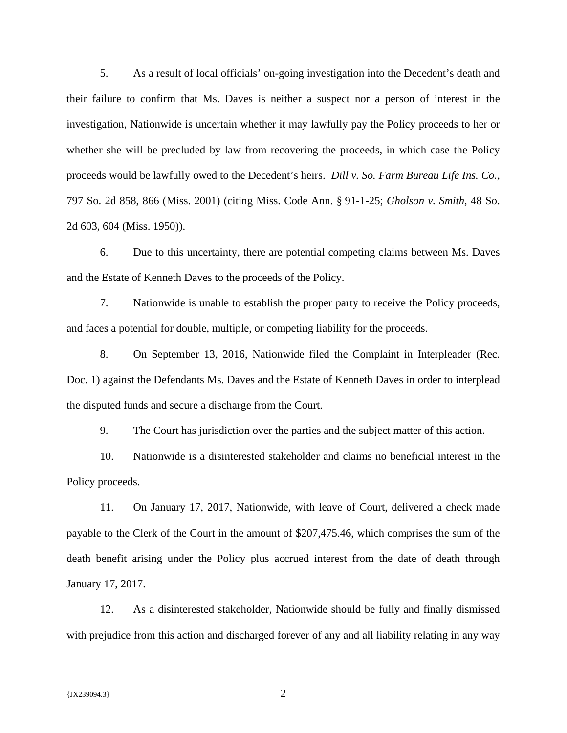5. As a result of local officials' on-going investigation into the Decedent's death and their failure to confirm that Ms. Daves is neither a suspect nor a person of interest in the investigation, Nationwide is uncertain whether it may lawfully pay the Policy proceeds to her or whether she will be precluded by law from recovering the proceeds, in which case the Policy proceeds would be lawfully owed to the Decedent's heirs. *Dill v. So. Farm Bureau Life Ins. Co.*, 797 So. 2d 858, 866 (Miss. 2001) (citing Miss. Code Ann. § 91-1-25; *Gholson v. Smith*, 48 So. 2d 603, 604 (Miss. 1950)).

6. Due to this uncertainty, there are potential competing claims between Ms. Daves and the Estate of Kenneth Daves to the proceeds of the Policy.

7. Nationwide is unable to establish the proper party to receive the Policy proceeds, and faces a potential for double, multiple, or competing liability for the proceeds.

8. On September 13, 2016, Nationwide filed the Complaint in Interpleader (Rec. Doc. 1) against the Defendants Ms. Daves and the Estate of Kenneth Daves in order to interplead the disputed funds and secure a discharge from the Court.

9. The Court has jurisdiction over the parties and the subject matter of this action.

10. Nationwide is a disinterested stakeholder and claims no beneficial interest in the Policy proceeds.

11. On January 17, 2017, Nationwide, with leave of Court, delivered a check made payable to the Clerk of the Court in the amount of $207,475.46, which comprises the sum of the death benefit arising under the Policy plus accrued interest from the date of death through January 17, 2017.

12. As a disinterested stakeholder, Nationwide should be fully and finally dismissed with prejudice from this action and discharged forever of any and all liability relating in any way

{JX239094.3}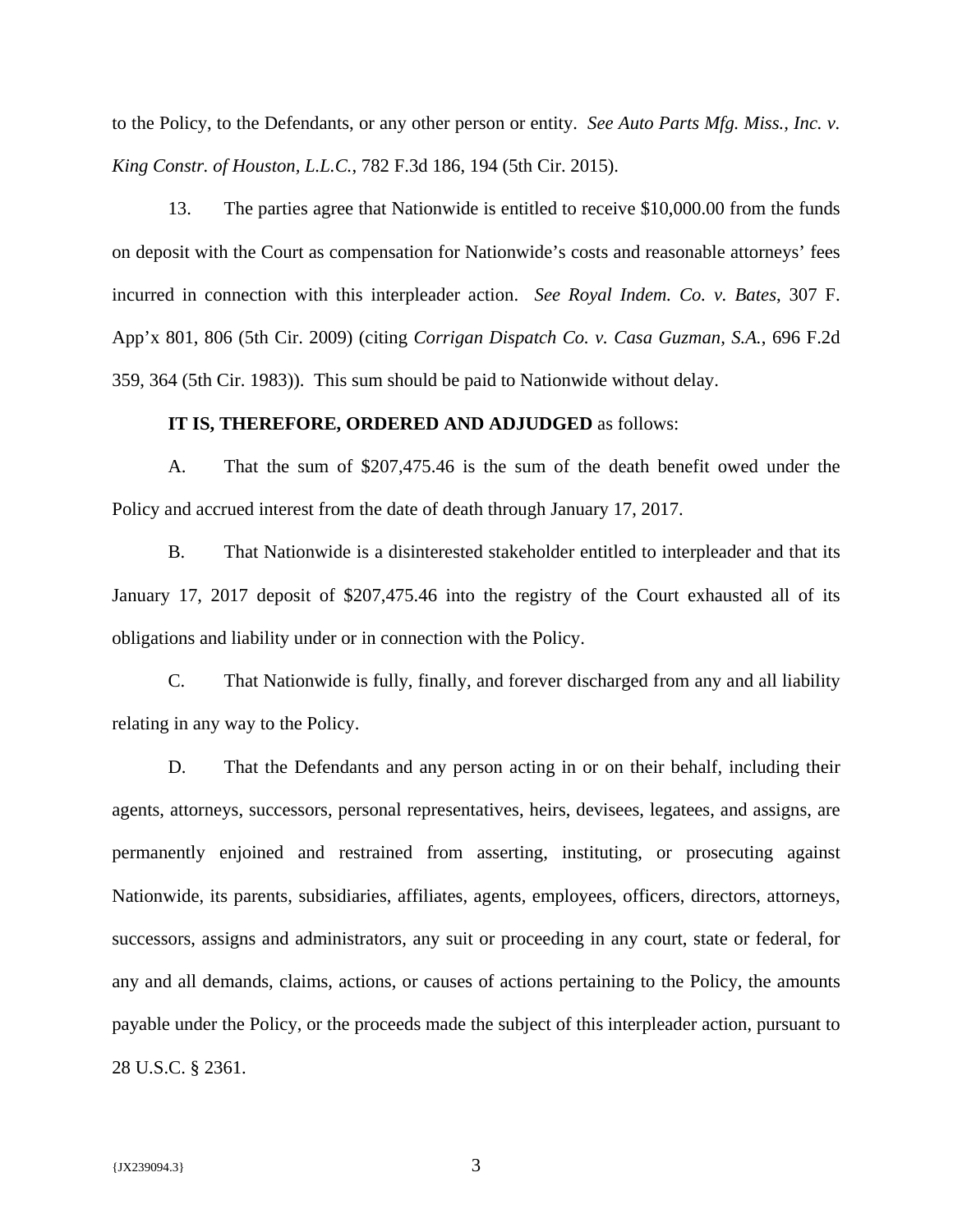to the Policy, to the Defendants, or any other person or entity. *See Auto Parts Mfg. Miss., Inc. v. King Constr. of Houston, L.L.C.*, 782 F.3d 186, 194 (5th Cir. 2015).

13. The parties agree that Nationwide is entitled to receive $10,000.00 from the funds on deposit with the Court as compensation for Nationwide's costs and reasonable attorneys' fees incurred in connection with this interpleader action. *See Royal Indem. Co. v. Bates*, 307 F. App'x 801, 806 (5th Cir. 2009) (citing *Corrigan Dispatch Co. v. Casa Guzman, S.A.*, 696 F.2d 359, 364 (5th Cir. 1983)). This sum should be paid to Nationwide without delay.

**IT IS, THEREFORE, ORDERED AND ADJUDGED** as follows:

A. That the sum of $207,475.46 is the sum of the death benefit owed under the Policy and accrued interest from the date of death through January 17, 2017.

B. That Nationwide is a disinterested stakeholder entitled to interpleader and that its January 17, 2017 deposit of $207,475.46 into the registry of the Court exhausted all of its obligations and liability under or in connection with the Policy.

C. That Nationwide is fully, finally, and forever discharged from any and all liability relating in any way to the Policy.

D. That the Defendants and any person acting in or on their behalf, including their agents, attorneys, successors, personal representatives, heirs, devisees, legatees, and assigns, are permanently enjoined and restrained from asserting, instituting, or prosecuting against Nationwide, its parents, subsidiaries, affiliates, agents, employees, officers, directors, attorneys, successors, assigns and administrators, any suit or proceeding in any court, state or federal, for any and all demands, claims, actions, or causes of actions pertaining to the Policy, the amounts payable under the Policy, or the proceeds made the subject of this interpleader action, pursuant to 28 U.S.C. § 2361.

{JX239094.3}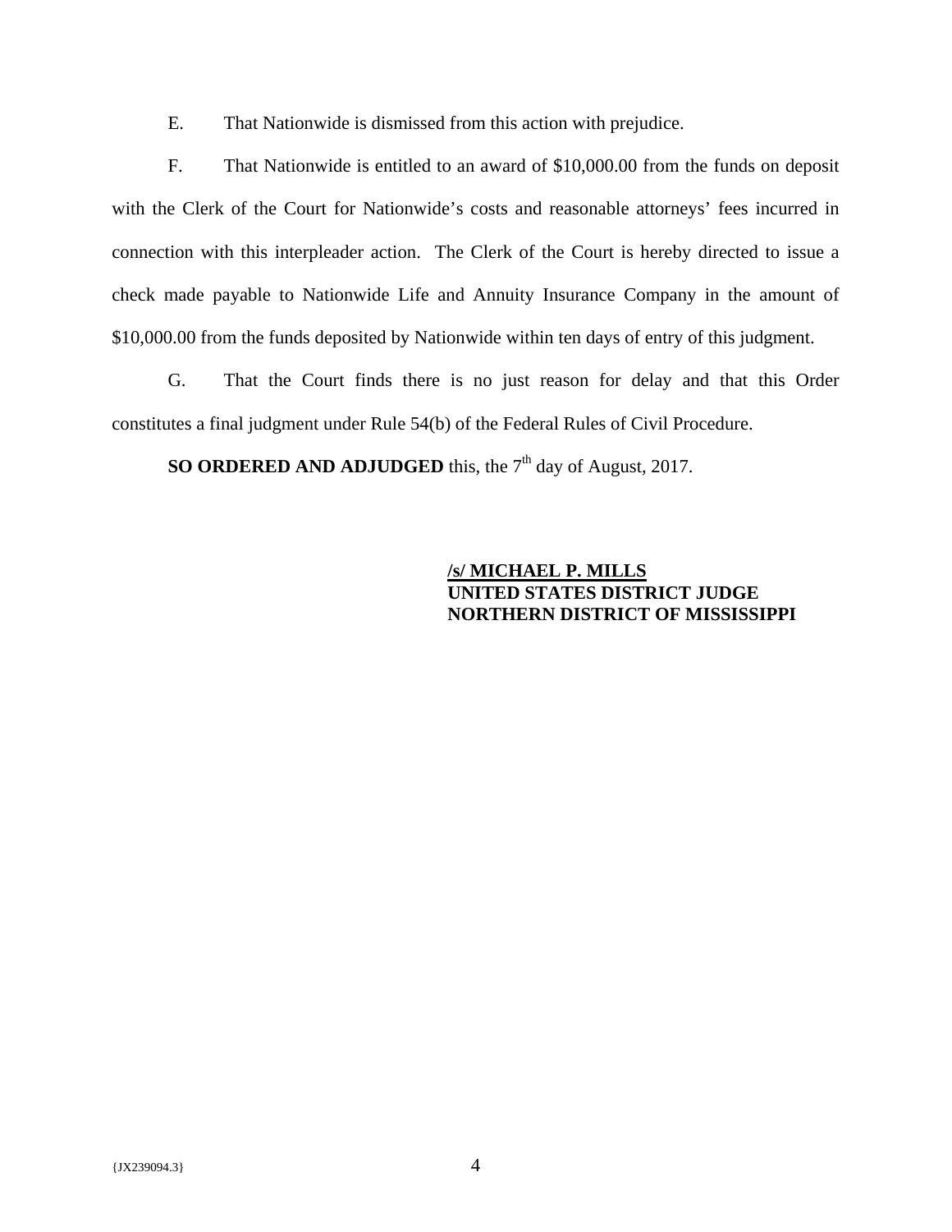E. That Nationwide is dismissed from this action with prejudice.

F. That Nationwide is entitled to an award of $10,000.00 from the funds on deposit with the Clerk of the Court for Nationwide's costs and reasonable attorneys' fees incurred in connection with this interpleader action. The Clerk of the Court is hereby directed to issue a check made payable to Nationwide Life and Annuity Insurance Company in the amount of $10,000.00 from the funds deposited by Nationwide within ten days of entry of this judgment.

G. That the Court finds there is no just reason for delay and that this Order constitutes a final judgment under Rule 54(b) of the Federal Rules of Civil Procedure.

**SO ORDERED AND ADJUDGED** this, the 7th day of August, 2017.

**/s/ MICHAEL P. MILLS**
**UNITED STATES DISTRICT JUDGE**
**NORTHERN DISTRICT OF MISSISSIPPI**

{JX239094.3}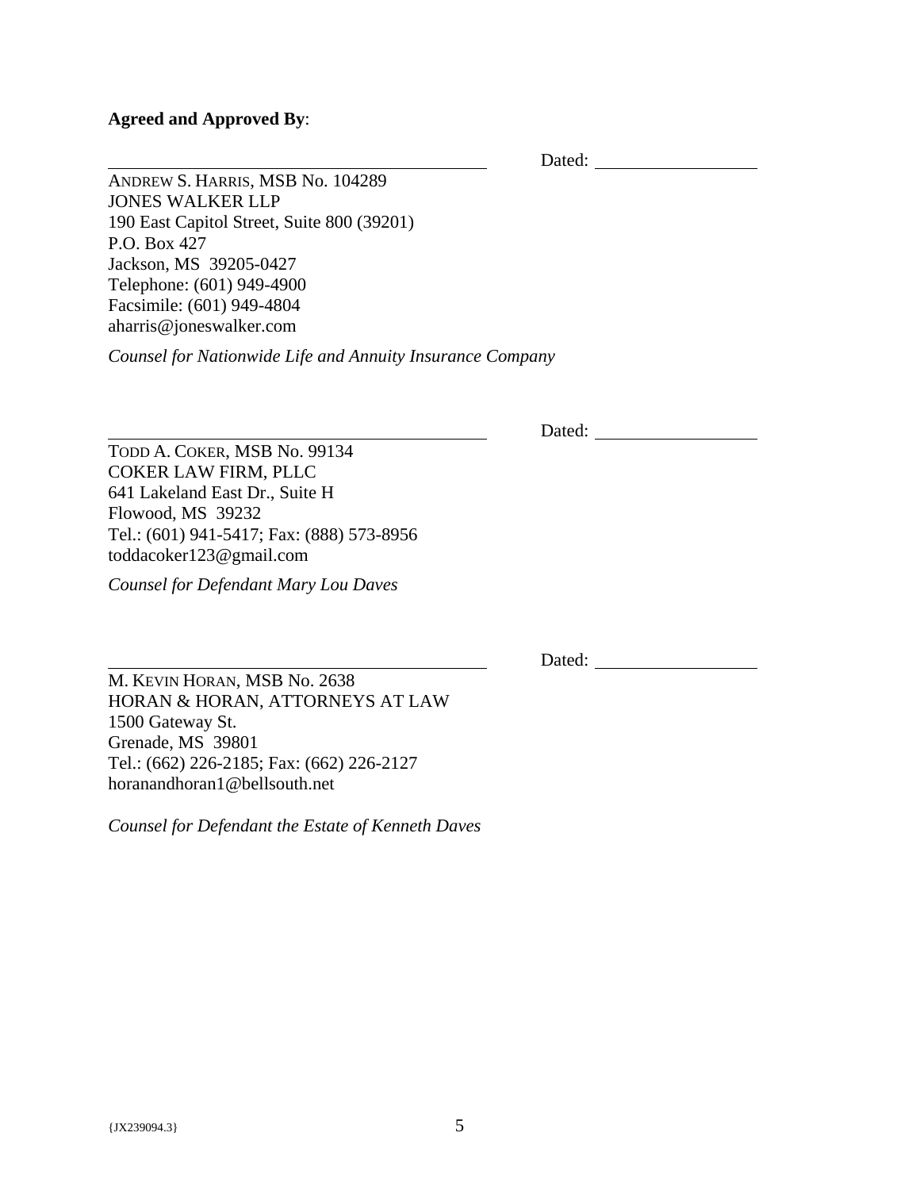**Agreed and Approved By**:

\_\_\_\_\_\_\_\_\_\_\_\_\_\_\_\_\_\_\_\_\_\_\_\_\_\_\_\_\_\_\_\_\_\_\_\_\_\_\_\_ Dated: \_\_\_\_\_\_\_\_\_\_\_\_\_\_\_\_\_\_

ANDREW S. HARRIS, MSB No. 104289
JONES WALKER LLP
190 East Capitol Street, Suite 800 (39201)
P.O. Box 427
Jackson, MS 39205-0427
Telephone: (601) 949-4900
Facsimile: (601) 949-4804
aharris@joneswalker.com

*Counsel for Nationwide Life and Annuity Insurance Company*

\_\_\_\_\_\_\_\_\_\_\_\_\_\_\_\_\_\_\_\_\_\_\_\_\_\_\_\_\_\_\_\_\_\_\_\_\_\_\_\_ Dated: \_\_\_\_\_\_\_\_\_\_\_\_\_\_\_\_\_\_

TODD A. COKER, MSB No. 99134
COKER LAW FIRM, PLLC
641 Lakeland East Dr., Suite H
Flowood, MS 39232
Tel.: (601) 941-5417; Fax: (888) 573-8956
toddacoker123@gmail.com

*Counsel for Defendant Mary Lou Daves*

\_\_\_\_\_\_\_\_\_\_\_\_\_\_\_\_\_\_\_\_\_\_\_\_\_\_\_\_\_\_\_\_\_\_\_\_\_\_\_\_ Dated: \_\_\_\_\_\_\_\_\_\_\_\_\_\_\_\_\_\_

M. KEVIN HORAN, MSB No. 2638
HORAN & HORAN, ATTORNEYS AT LAW
1500 Gateway St.
Grenade, MS 39801
Tel.: (662) 226-2185; Fax: (662) 226-2127
horanandhoran1@bellsouth.net

*Counsel for Defendant the Estate of Kenneth Daves*

{JX239094.3}